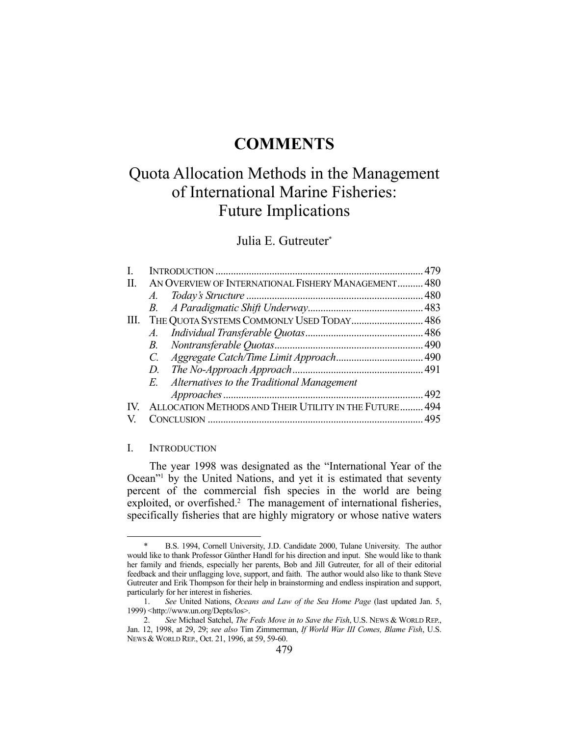# COMMENTS

# Quota Allocation Methods in the Management of International Marine Fisheries: Future Implications

Julia E. Gutreuter*

| | | |
|---|---|---|
| I. | INTRODUCTION | 479 |
| II. | AN OVERVIEW OF INTERNATIONAL FISHERY MANAGEMENT | 480 |
| | *A. Today's Structure* | 480 |
| | *B. A Paradigmatic Shift Underway* | 483 |
| III. | THE QUOTA SYSTEMS COMMONLY USED TODAY | 486 |
| | *A. Individual Transferable Quotas* | 486 |
| | *B. Nontransferable Quotas* | 490 |
| | *C. Aggregate Catch/Time Limit Approach* | 490 |
| | *D. The No-Approach Approach* | 491 |
| | *E. Alternatives to the Traditional Management Approaches* | 492 |
| IV. | ALLOCATION METHODS AND THEIR UTILITY IN THE FUTURE | 494 |
| V. | CONCLUSION | 495 |

## I. INTRODUCTION

The year 1998 was designated as the "International Year of the Ocean"[1] by the United Nations, and yet it is estimated that seventy percent of the commercial fish species in the world are being exploited, or overfished.[2] The management of international fisheries, specifically fisheries that are highly migratory or whose native waters

---

\* B.S. 1994, Cornell University, J.D. Candidate 2000, Tulane University. The author would like to thank Professor Günther Handl for his direction and input. She would like to thank her family and friends, especially her parents, Bob and Jill Gutreuter, for all of their editorial feedback and their unflagging love, support, and faith. The author would also like to thank Steve Gutreuter and Erik Thompson for their help in brainstorming and endless inspiration and support, particularly for her interest in fisheries.

1. *See* United Nations, *Oceans and Law of the Sea Home Page* (last updated Jan. 5, 1999) <http://www.un.org/Depts/los>.

2. *See* Michael Satchel, *The Feds Move in to Save the Fish*, U.S. NEWS & WORLD REP., Jan. 12, 1998, at 29, 29; *see also* Tim Zimmerman, *If World War III Comes, Blame Fish*, U.S. NEWS & WORLD REP., Oct. 21, 1996, at 59, 59-60.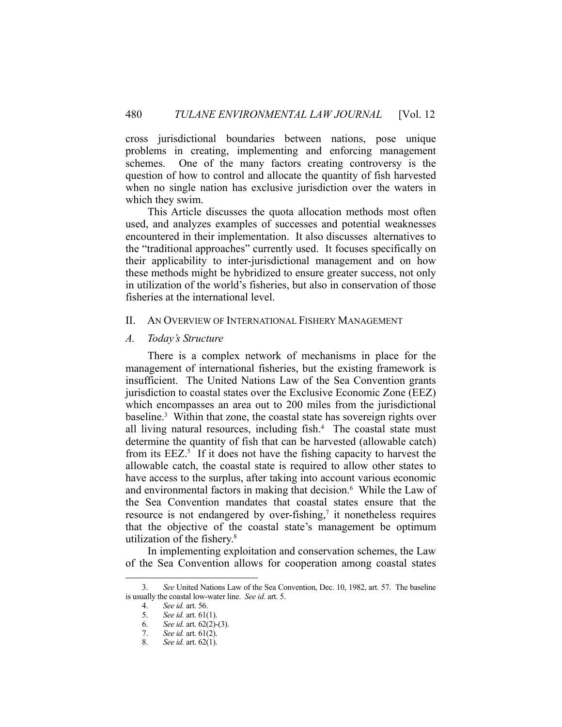cross jurisdictional boundaries between nations, pose unique problems in creating, implementing and enforcing management schemes. One of the many factors creating controversy is the question of how to control and allocate the quantity of fish harvested when no single nation has exclusive jurisdiction over the waters in which they swim.

This Article discusses the quota allocation methods most often used, and analyzes examples of successes and potential weaknesses encountered in their implementation. It also discusses alternatives to the "traditional approaches" currently used. It focuses specifically on their applicability to inter-jurisdictional management and on how these methods might be hybridized to ensure greater success, not only in utilization of the world's fisheries, but also in conservation of those fisheries at the international level.

## II. An Overview of International Fishery Management

### *A. Today's Structure*

There is a complex network of mechanisms in place for the management of international fisheries, but the existing framework is insufficient. The United Nations Law of the Sea Convention grants jurisdiction to coastal states over the Exclusive Economic Zone (EEZ) which encompasses an area out to 200 miles from the jurisdictional baseline.[3] Within that zone, the coastal state has sovereign rights over all living natural resources, including fish.[4] The coastal state must determine the quantity of fish that can be harvested (allowable catch) from its EEZ.[5] If it does not have the fishing capacity to harvest the allowable catch, the coastal state is required to allow other states to have access to the surplus, after taking into account various economic and environmental factors in making that decision.[6] While the Law of the Sea Convention mandates that coastal states ensure that the resource is not endangered by over-fishing,[7] it nonetheless requires that the objective of the coastal state's management be optimum utilization of the fishery.[8]

In implementing exploitation and conservation schemes, the Law of the Sea Convention allows for cooperation among coastal states

---

3. *See* United Nations Law of the Sea Convention, Dec. 10, 1982, art. 57. The baseline is usually the coastal low-water line. *See id.* art. 5.
4. *See id.* art. 56.
5. *See id.* art. 61(1).
6. *See id.* art. 62(2)-(3).
7. *See id.* art. 61(2).
8. *See id.* art. 62(1).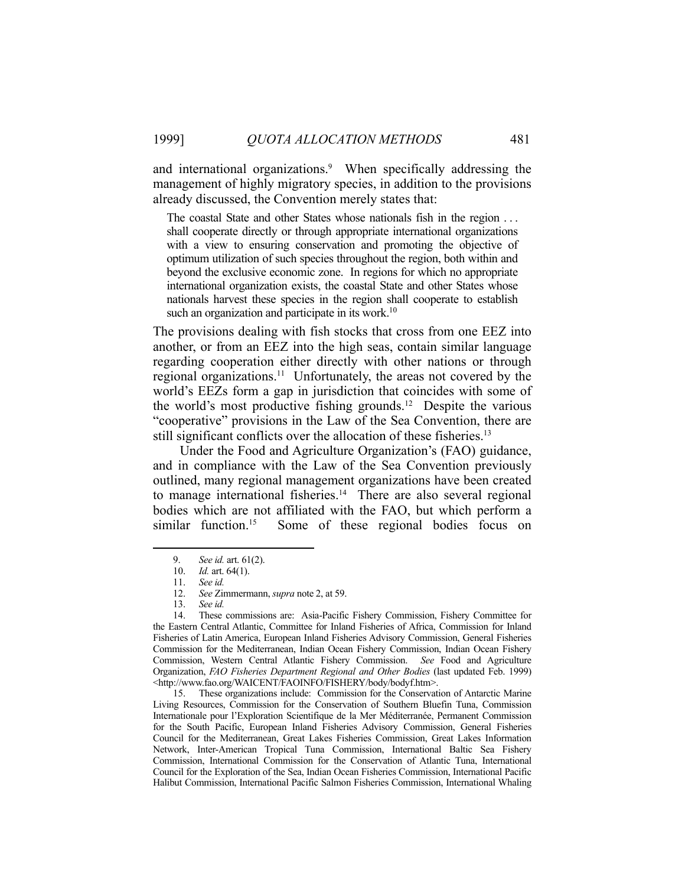and international organizations.[9] When specifically addressing the management of highly migratory species, in addition to the provisions already discussed, the Convention merely states that:

> The coastal State and other States whose nationals fish in the region . . . shall cooperate directly or through appropriate international organizations with a view to ensuring conservation and promoting the objective of optimum utilization of such species throughout the region, both within and beyond the exclusive economic zone. In regions for which no appropriate international organization exists, the coastal State and other States whose nationals harvest these species in the region shall cooperate to establish such an organization and participate in its work.[10]

The provisions dealing with fish stocks that cross from one EEZ into another, or from an EEZ into the high seas, contain similar language regarding cooperation either directly with other nations or through regional organizations.[11] Unfortunately, the areas not covered by the world's EEZs form a gap in jurisdiction that coincides with some of the world's most productive fishing grounds.[12] Despite the various "cooperative" provisions in the Law of the Sea Convention, there are still significant conflicts over the allocation of these fisheries.[13]

Under the Food and Agriculture Organization's (FAO) guidance, and in compliance with the Law of the Sea Convention previously outlined, many regional management organizations have been created to manage international fisheries.[14] There are also several regional bodies which are not affiliated with the FAO, but which perform a similar function.[15] Some of these regional bodies focus on

---

9. *See id.* art. 61(2).

10. *Id.* art. 64(1).

11. *See id.*

12. *See* Zimmermann, *supra* note 2, at 59.

13. *See id.*

14. These commissions are: Asia-Pacific Fishery Commission, Fishery Committee for the Eastern Central Atlantic, Committee for Inland Fisheries of Africa, Commission for Inland Fisheries of Latin America, European Inland Fisheries Advisory Commission, General Fisheries Commission for the Mediterranean, Indian Ocean Fishery Commission, Indian Ocean Fishery Commission, Western Central Atlantic Fishery Commission. *See* Food and Agriculture Organization, *FAO Fisheries Department Regional and Other Bodies* (last updated Feb. 1999) <http://www.fao.org/WAICENT/FAOINFO/FISHERY/body/bodyf.htm>.

15. These organizations include: Commission for the Conservation of Antarctic Marine Living Resources, Commission for the Conservation of Southern Bluefin Tuna, Commission Internationale pour l'Exploration Scientifique de la Mer Méditerranée, Permanent Commission for the South Pacific, European Inland Fisheries Advisory Commission, General Fisheries Council for the Mediterranean, Great Lakes Fisheries Commission, Great Lakes Information Network, Inter-American Tropical Tuna Commission, International Baltic Sea Fishery Commission, International Commission for the Conservation of Atlantic Tuna, International Council for the Exploration of the Sea, Indian Ocean Fisheries Commission, International Pacific Halibut Commission, International Pacific Salmon Fisheries Commission, International Whaling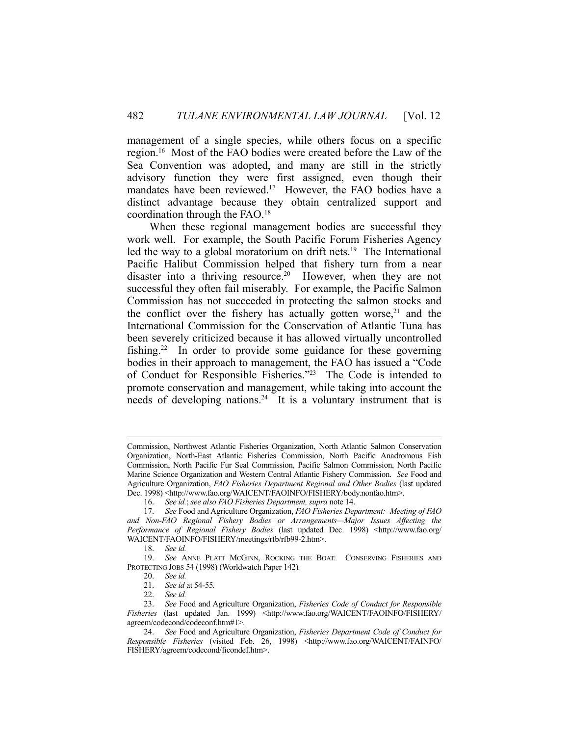management of a single species, while others focus on a specific region.[16] Most of the FAO bodies were created before the Law of the Sea Convention was adopted, and many are still in the strictly advisory function they were first assigned, even though their mandates have been reviewed.[17] However, the FAO bodies have a distinct advantage because they obtain centralized support and coordination through the FAO.[18]

When these regional management bodies are successful they work well. For example, the South Pacific Forum Fisheries Agency led the way to a global moratorium on drift nets.[19] The International Pacific Halibut Commission helped that fishery turn from a near disaster into a thriving resource.[20] However, when they are not successful they often fail miserably. For example, the Pacific Salmon Commission has not succeeded in protecting the salmon stocks and the conflict over the fishery has actually gotten worse,[21] and the International Commission for the Conservation of Atlantic Tuna has been severely criticized because it has allowed virtually uncontrolled fishing.[22] In order to provide some guidance for these governing bodies in their approach to management, the FAO has issued a "Code of Conduct for Responsible Fisheries."[23] The Code is intended to promote conservation and management, while taking into account the needs of developing nations.[24] It is a voluntary instrument that is

---

Commission, Northwest Atlantic Fisheries Organization, North Atlantic Salmon Conservation Organization, North-East Atlantic Fisheries Commission, North Pacific Anadromous Fish Commission, North Pacific Fur Seal Commission, Pacific Salmon Commission, North Pacific Marine Science Organization and Western Central Atlantic Fishery Commission. *See* Food and Agriculture Organization, *FAO Fisheries Department Regional and Other Bodies* (last updated Dec. 1998) <http://www.fao.org/WAICENT/FAOINFO/FISHERY/body.nonfao.htm>.

16. *See id.*; *see also FAO Fisheries Department, supra* note 14.

17. *See* Food and Agriculture Organization, *FAO Fisheries Department: Meeting of FAO and Non-FAO Regional Fishery Bodies or Arrangements—Major Issues Affecting the Performance of Regional Fishery Bodies* (last updated Dec. 1998) <http://www.fao.org/WAICENT/FAOINFO/FISHERY/meetings/rfb/rfb99-2.htm>.

18. *See id.*

19. *See* ANNE PLATT MCGINN, ROCKING THE BOAT: CONSERVING FISHERIES AND PROTECTING JOBS 54 (1998) (Worldwatch Paper 142).

20. *See id.*

21. *See id* at 54-55.

22. *See id.*

23. *See* Food and Agriculture Organization, *Fisheries Code of Conduct for Responsible Fisheries* (last updated Jan. 1999) <http://www.fao.org/WAICENT/FAOINFO/FISHERY/agreem/codecond/codeconf.htm#1>.

24. *See* Food and Agriculture Organization, *Fisheries Department Code of Conduct for Responsible Fisheries* (visited Feb. 26, 1998) <http://www.fao.org/WAICENT/FAINFO/FISHERY/agreem/codecond/ficondef.htm>.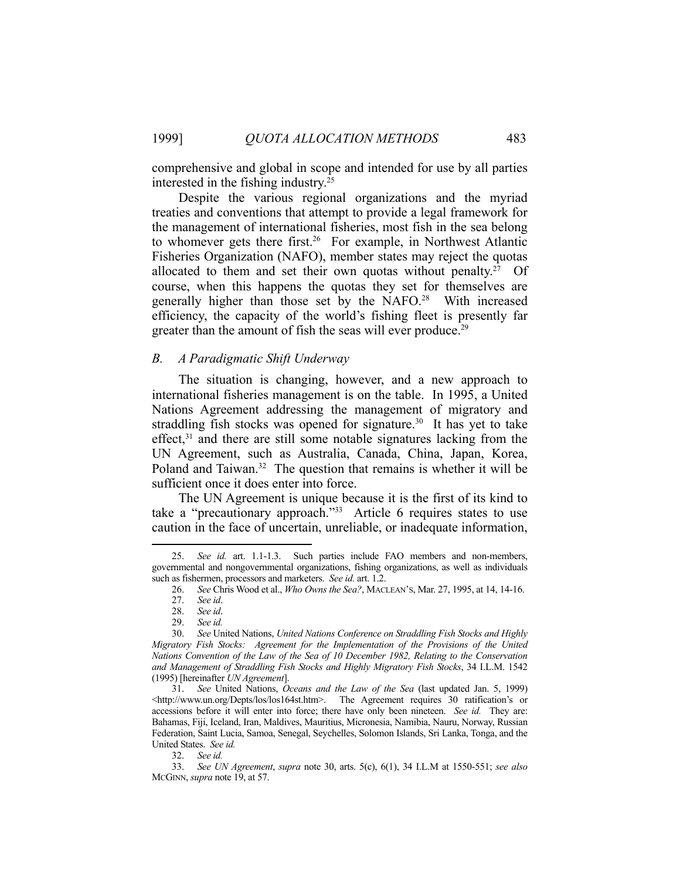comprehensive and global in scope and intended for use by all parties interested in the fishing industry.[25]

Despite the various regional organizations and the myriad treaties and conventions that attempt to provide a legal framework for the management of international fisheries, most fish in the sea belong to whomever gets there first.[26] For example, in Northwest Atlantic Fisheries Organization (NAFO), member states may reject the quotas allocated to them and set their own quotas without penalty.[27] Of course, when this happens the quotas they set for themselves are generally higher than those set by the NAFO.[28] With increased efficiency, the capacity of the world's fishing fleet is presently far greater than the amount of fish the seas will ever produce.[29]

### *B. A Paradigmatic Shift Underway*

The situation is changing, however, and a new approach to international fisheries management is on the table. In 1995, a United Nations Agreement addressing the management of migratory and straddling fish stocks was opened for signature.[30] It has yet to take effect,[31] and there are still some notable signatures lacking from the UN Agreement, such as Australia, Canada, China, Japan, Korea, Poland and Taiwan.[32] The question that remains is whether it will be sufficient once it does enter into force.

The UN Agreement is unique because it is the first of its kind to take a "precautionary approach."[33] Article 6 requires states to use caution in the face of uncertain, unreliable, or inadequate information,

---

25. *See id.* art. 1.1-1.3. Such parties include FAO members and non-members, governmental and nongovernmental organizations, fishing organizations, as well as individuals such as fishermen, processors and marketers. *See id.* art. 1.2.

26. *See* Chris Wood et al., *Who Owns the Sea?*, MACLEAN'S, Mar. 27, 1995, at 14, 14-16.

27. *See id*.

28. *See id*.

29. *See id.*

30. *See* United Nations, *United Nations Conference on Straddling Fish Stocks and Highly Migratory Fish Stocks: Agreement for the Implementation of the Provisions of the United Nations Convention of the Law of the Sea of 10 December 1982, Relating to the Conservation and Management of Straddling Fish Stocks and Highly Migratory Fish Stocks*, 34 I.L.M. 1542 (1995) [hereinafter *UN Agreement*].

31. *See* United Nations, *Oceans and the Law of the Sea* (last updated Jan. 5, 1999) <http://www.un.org/Depts/los/los164st.htm>. The Agreement requires 30 ratification's or accessions before it will enter into force; there have only been nineteen. *See id.* They are: Bahamas, Fiji, Iceland, Iran, Maldives, Mauritius, Micronesia, Namibia, Nauru, Norway, Russian Federation, Saint Lucia, Samoa, Senegal, Seychelles, Solomon Islands, Sri Lanka, Tonga, and the United States. *See id.*

32. *See id.*

33. *See UN Agreement*, *supra* note 30, arts. 5(c), 6(1), 34 I.L.M at 1550-551; *see also* MCGINN, *supra* note 19, at 57.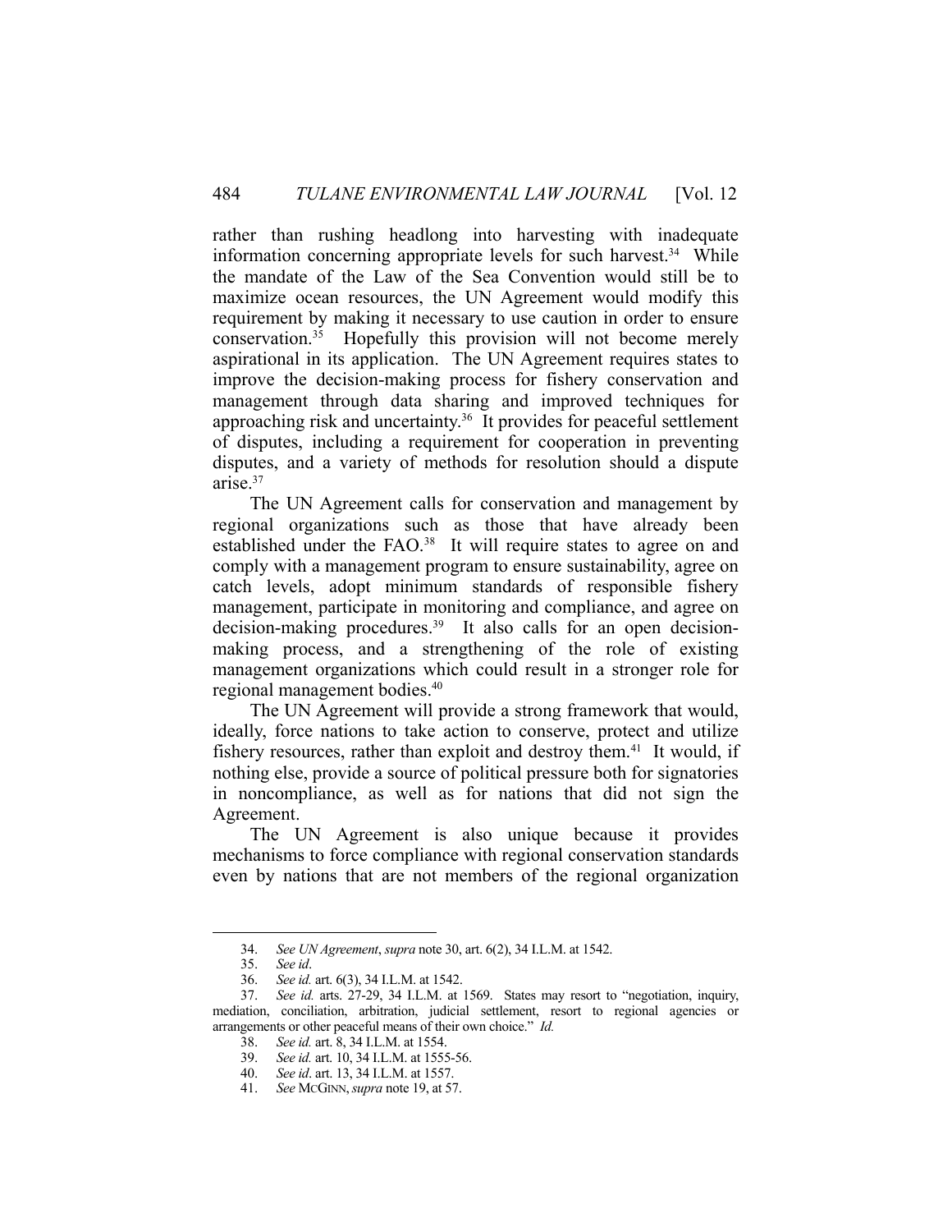rather than rushing headlong into harvesting with inadequate information concerning appropriate levels for such harvest.[34] While the mandate of the Law of the Sea Convention would still be to maximize ocean resources, the UN Agreement would modify this requirement by making it necessary to use caution in order to ensure conservation.[35] Hopefully this provision will not become merely aspirational in its application. The UN Agreement requires states to improve the decision-making process for fishery conservation and management through data sharing and improved techniques for approaching risk and uncertainty.[36] It provides for peaceful settlement of disputes, including a requirement for cooperation in preventing disputes, and a variety of methods for resolution should a dispute arise.[37]

The UN Agreement calls for conservation and management by regional organizations such as those that have already been established under the FAO.[38] It will require states to agree on and comply with a management program to ensure sustainability, agree on catch levels, adopt minimum standards of responsible fishery management, participate in monitoring and compliance, and agree on decision-making procedures.[39] It also calls for an open decision-making process, and a strengthening of the role of existing management organizations which could result in a stronger role for regional management bodies.[40]

The UN Agreement will provide a strong framework that would, ideally, force nations to take action to conserve, protect and utilize fishery resources, rather than exploit and destroy them.[41] It would, if nothing else, provide a source of political pressure both for signatories in noncompliance, as well as for nations that did not sign the Agreement.

The UN Agreement is also unique because it provides mechanisms to force compliance with regional conservation standards even by nations that are not members of the regional organization

---

34. *See UN Agreement*, *supra* note 30, art. 6(2), 34 I.L.M. at 1542.

35. *See id*.

36. *See id.* art. 6(3), 34 I.L.M. at 1542.

37. *See id.* arts. 27-29, 34 I.L.M. at 1569. States may resort to "negotiation, inquiry, mediation, conciliation, arbitration, judicial settlement, resort to regional agencies or arrangements or other peaceful means of their own choice." *Id.*

38. *See id.* art. 8, 34 I.L.M. at 1554.

39. *See id.* art. 10, 34 I.L.M. at 1555-56.

40. *See id*. art. 13, 34 I.L.M. at 1557.

41. *See* MCGINN, *supra* note 19, at 57.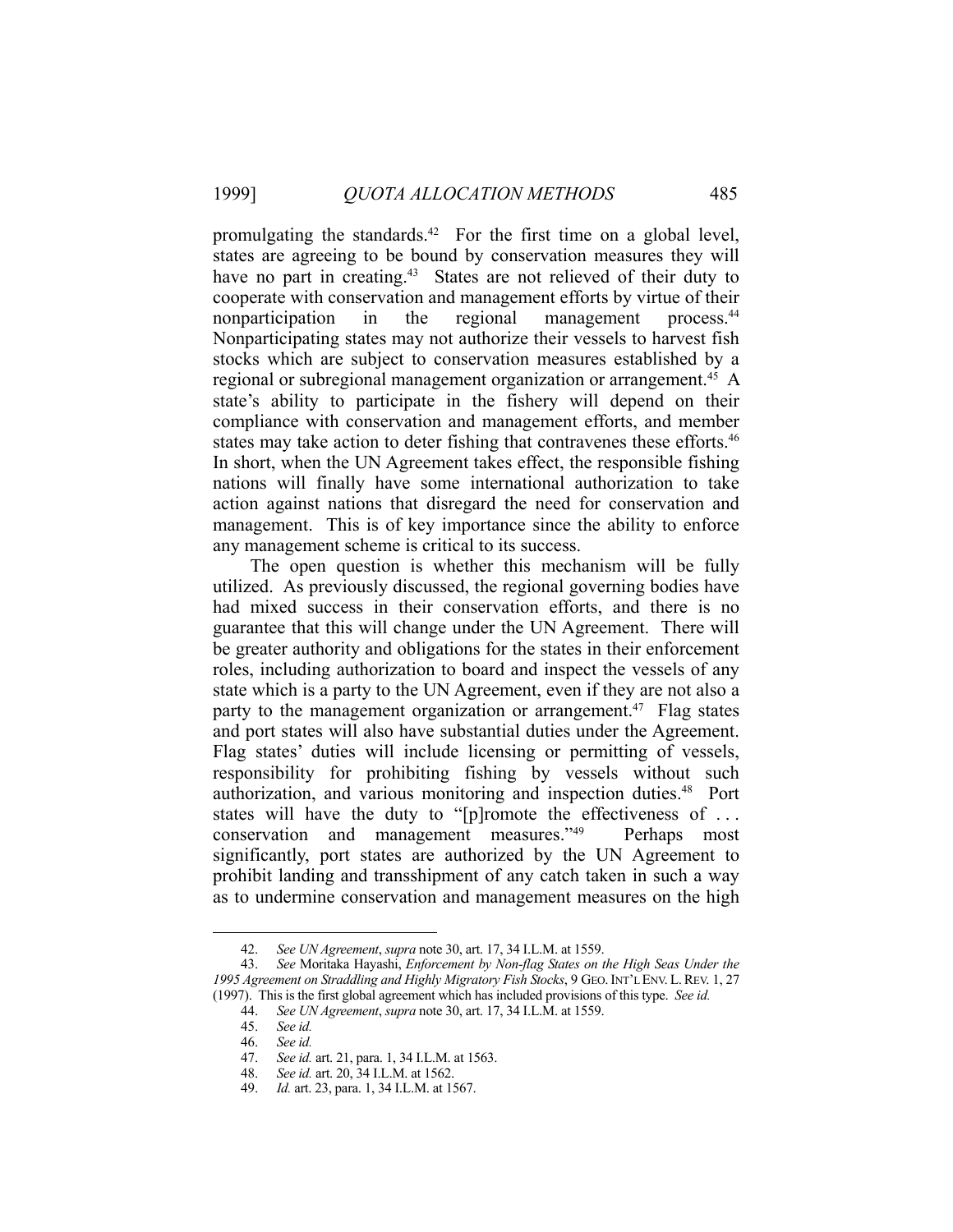promulgating the standards.[42] For the first time on a global level, states are agreeing to be bound by conservation measures they will have no part in creating.[43] States are not relieved of their duty to cooperate with conservation and management efforts by virtue of their nonparticipation in the regional management process.[44] Nonparticipating states may not authorize their vessels to harvest fish stocks which are subject to conservation measures established by a regional or subregional management organization or arrangement.[45] A state's ability to participate in the fishery will depend on their compliance with conservation and management efforts, and member states may take action to deter fishing that contravenes these efforts.[46] In short, when the UN Agreement takes effect, the responsible fishing nations will finally have some international authorization to take action against nations that disregard the need for conservation and management. This is of key importance since the ability to enforce any management scheme is critical to its success.

The open question is whether this mechanism will be fully utilized. As previously discussed, the regional governing bodies have had mixed success in their conservation efforts, and there is no guarantee that this will change under the UN Agreement. There will be greater authority and obligations for the states in their enforcement roles, including authorization to board and inspect the vessels of any state which is a party to the UN Agreement, even if they are not also a party to the management organization or arrangement.[47] Flag states and port states will also have substantial duties under the Agreement. Flag states' duties will include licensing or permitting of vessels, responsibility for prohibiting fishing by vessels without such authorization, and various monitoring and inspection duties.[48] Port states will have the duty to "[p]romote the effectiveness of . . . conservation and management measures."[49] Perhaps most significantly, port states are authorized by the UN Agreement to prohibit landing and transshipment of any catch taken in such a way as to undermine conservation and management measures on the high

---

42. *See UN Agreement*, *supra* note 30, art. 17, 34 I.L.M. at 1559.

43. *See* Moritaka Hayashi, *Enforcement by Non-flag States on the High Seas Under the 1995 Agreement on Straddling and Highly Migratory Fish Stocks*, 9 GEO. INT'L ENV. L. REV. 1, 27 (1997). This is the first global agreement which has included provisions of this type. *See id.*

44. *See UN Agreement*, *supra* note 30, art. 17, 34 I.L.M. at 1559.

45. *See id.*

46. *See id.*

47. *See id.* art. 21, para. 1, 34 I.L.M. at 1563.

48. *See id.* art. 20, 34 I.L.M. at 1562.

49. *Id.* art. 23, para. 1, 34 I.L.M. at 1567.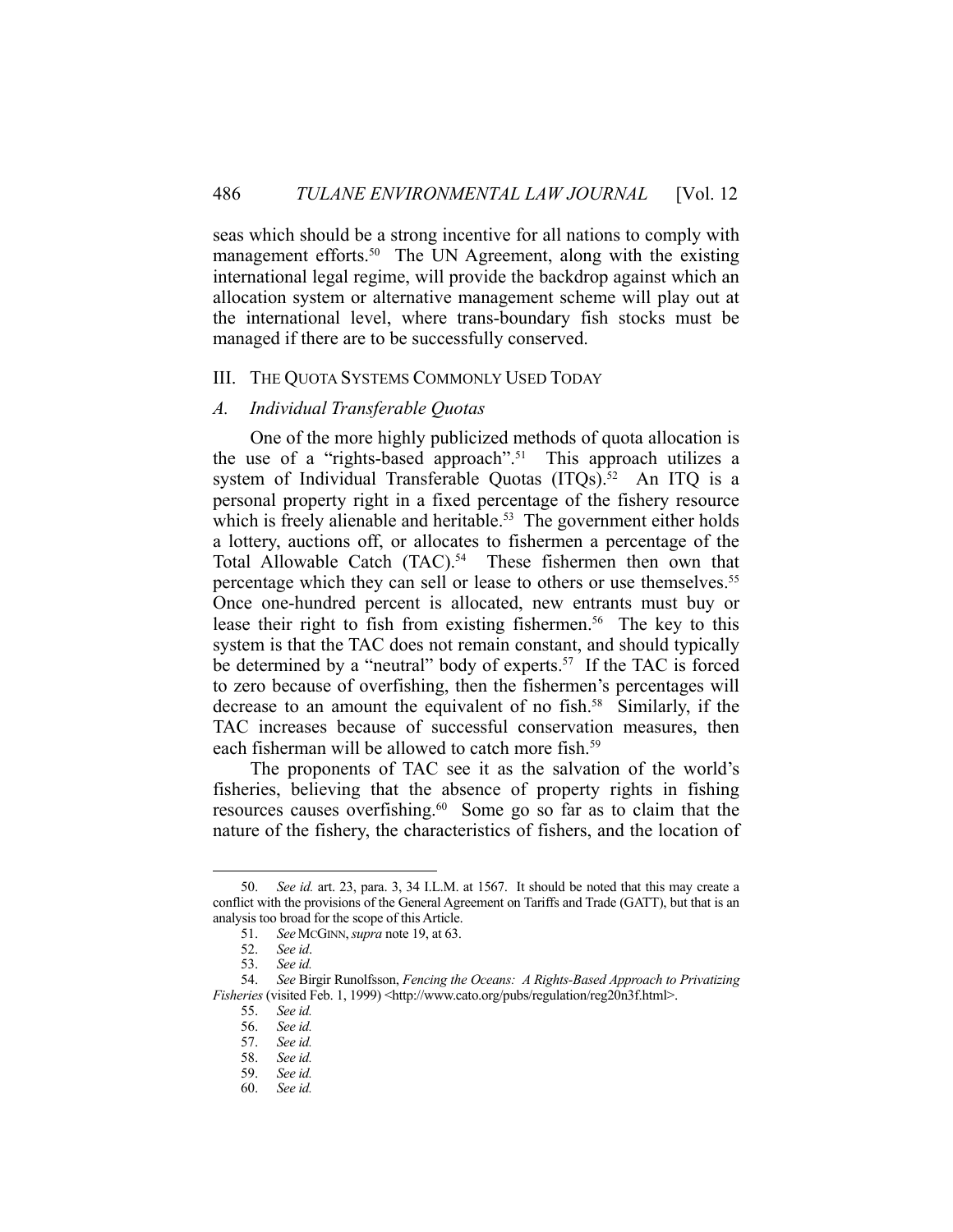seas which should be a strong incentive for all nations to comply with management efforts.[50] The UN Agreement, along with the existing international legal regime, will provide the backdrop against which an allocation system or alternative management scheme will play out at the international level, where trans-boundary fish stocks must be managed if there are to be successfully conserved.

## III. THE QUOTA SYSTEMS COMMONLY USED TODAY

### *A. Individual Transferable Quotas*

One of the more highly publicized methods of quota allocation is the use of a "rights-based approach".[51] This approach utilizes a system of Individual Transferable Quotas (ITQs).[52] An ITQ is a personal property right in a fixed percentage of the fishery resource which is freely alienable and heritable.[53] The government either holds a lottery, auctions off, or allocates to fishermen a percentage of the Total Allowable Catch (TAC).[54] These fishermen then own that percentage which they can sell or lease to others or use themselves.[55] Once one-hundred percent is allocated, new entrants must buy or lease their right to fish from existing fishermen.[56] The key to this system is that the TAC does not remain constant, and should typically be determined by a "neutral" body of experts.[57] If the TAC is forced to zero because of overfishing, then the fishermen's percentages will decrease to an amount the equivalent of no fish.[58] Similarly, if the TAC increases because of successful conservation measures, then each fisherman will be allowed to catch more fish.[59]

The proponents of TAC see it as the salvation of the world's fisheries, believing that the absence of property rights in fishing resources causes overfishing.[60] Some go so far as to claim that the nature of the fishery, the characteristics of fishers, and the location of

---

50. *See id.* art. 23, para. 3, 34 I.L.M. at 1567. It should be noted that this may create a conflict with the provisions of the General Agreement on Tariffs and Trade (GATT), but that is an analysis too broad for the scope of this Article.

51. *See* MCGINN, *supra* note 19, at 63.

52. *See id*.

53. *See id.*

54. *See* Birgir Runolfsson, *Fencing the Oceans: A Rights-Based Approach to Privatizing Fisheries* (visited Feb. 1, 1999) <http://www.cato.org/pubs/regulation/reg20n3f.html>.

55. *See id.*

56. *See id.*

57. *See id.*

58. *See id.*

59. *See id.*

60. *See id.*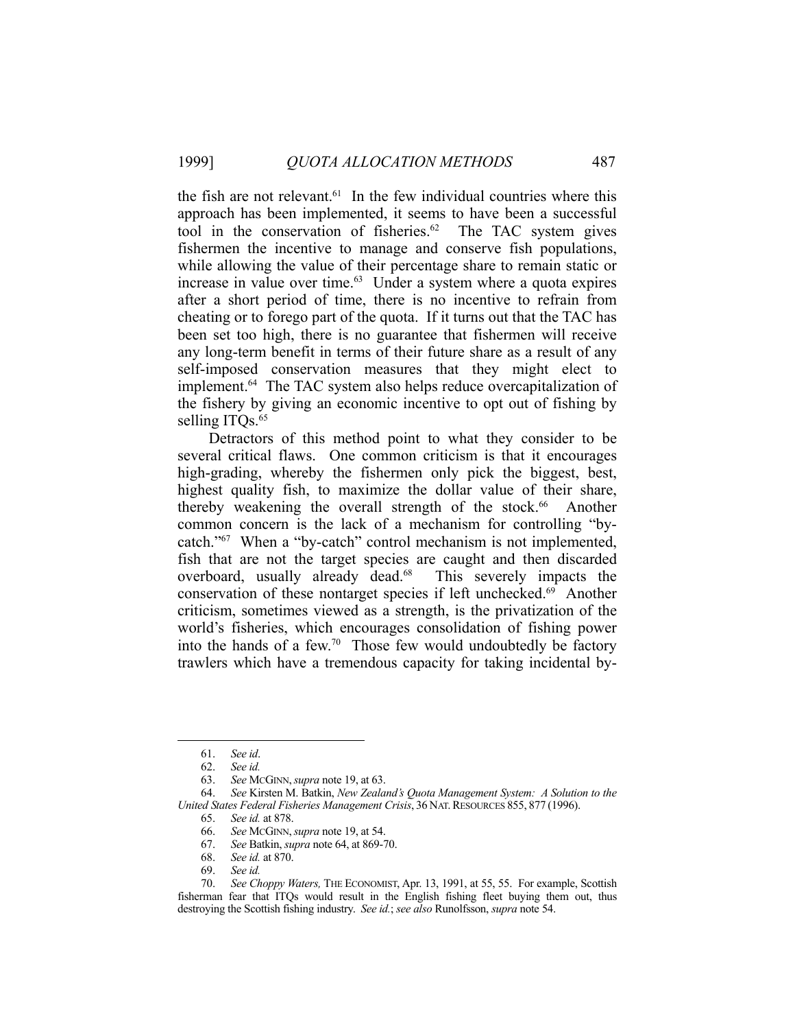the fish are not relevant.[61] In the few individual countries where this approach has been implemented, it seems to have been a successful tool in the conservation of fisheries.[62] The TAC system gives fishermen the incentive to manage and conserve fish populations, while allowing the value of their percentage share to remain static or increase in value over time.[63] Under a system where a quota expires after a short period of time, there is no incentive to refrain from cheating or to forego part of the quota. If it turns out that the TAC has been set too high, there is no guarantee that fishermen will receive any long-term benefit in terms of their future share as a result of any self-imposed conservation measures that they might elect to implement.[64] The TAC system also helps reduce overcapitalization of the fishery by giving an economic incentive to opt out of fishing by selling ITQs.[65]

Detractors of this method point to what they consider to be several critical flaws. One common criticism is that it encourages high-grading, whereby the fishermen only pick the biggest, best, highest quality fish, to maximize the dollar value of their share, thereby weakening the overall strength of the stock.[66] Another common concern is the lack of a mechanism for controlling "by-catch."[67] When a "by-catch" control mechanism is not implemented, fish that are not the target species are caught and then discarded overboard, usually already dead.[68] This severely impacts the conservation of these nontarget species if left unchecked.[69] Another criticism, sometimes viewed as a strength, is the privatization of the world's fisheries, which encourages consolidation of fishing power into the hands of a few.[70] Those few would undoubtedly be factory trawlers which have a tremendous capacity for taking incidental by-

---

61. *See id*.
62. *See id.*
63. *See* McGinn, *supra* note 19, at 63.
64. *See* Kirsten M. Batkin, *New Zealand's Quota Management System: A Solution to the United States Federal Fisheries Management Crisis*, 36 Nat. Resources 855, 877 (1996).
65. *See id.* at 878.
66. *See* McGinn, *supra* note 19, at 54.
67. *See* Batkin, *supra* note 64, at 869-70.
68. *See id.* at 870.
69. *See id.*
70. *See Choppy Waters,* The Economist, Apr. 13, 1991, at 55, 55. For example, Scottish fisherman fear that ITQs would result in the English fishing fleet buying them out, thus destroying the Scottish fishing industry. *See id.*; *see also* Runolfsson, *supra* note 54.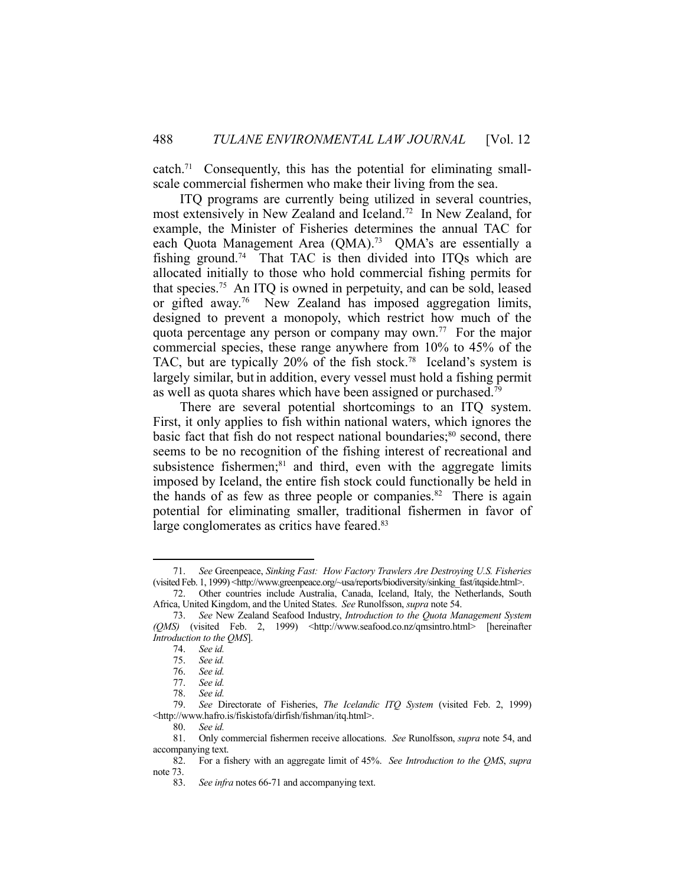catch.[71] Consequently, this has the potential for eliminating small-scale commercial fishermen who make their living from the sea.

ITQ programs are currently being utilized in several countries, most extensively in New Zealand and Iceland.[72] In New Zealand, for example, the Minister of Fisheries determines the annual TAC for each Quota Management Area (QMA).[73] QMA's are essentially a fishing ground.[74] That TAC is then divided into ITQs which are allocated initially to those who hold commercial fishing permits for that species.[75] An ITQ is owned in perpetuity, and can be sold, leased or gifted away.[76] New Zealand has imposed aggregation limits, designed to prevent a monopoly, which restrict how much of the quota percentage any person or company may own.[77] For the major commercial species, these range anywhere from 10% to 45% of the TAC, but are typically 20% of the fish stock.[78] Iceland's system is largely similar, but in addition, every vessel must hold a fishing permit as well as quota shares which have been assigned or purchased.[79]

There are several potential shortcomings to an ITQ system. First, it only applies to fish within national waters, which ignores the basic fact that fish do not respect national boundaries;[80] second, there seems to be no recognition of the fishing interest of recreational and subsistence fishermen;[81] and third, even with the aggregate limits imposed by Iceland, the entire fish stock could functionally be held in the hands of as few as three people or companies.[82] There is again potential for eliminating smaller, traditional fishermen in favor of large conglomerates as critics have feared.[83]

---

71. *See* Greenpeace, *Sinking Fast: How Factory Trawlers Are Destroying U.S. Fisheries* (visited Feb. 1, 1999) <http://www.greenpeace.org/~usa/reports/biodiversity/sinking_fast/itqside.html>.

72. Other countries include Australia, Canada, Iceland, Italy, the Netherlands, South Africa, United Kingdom, and the United States. *See* Runolfsson, *supra* note 54.

73. *See* New Zealand Seafood Industry, *Introduction to the Quota Management System (QMS)* (visited Feb. 2, 1999) <http://www.seafood.co.nz/qmsintro.html> [hereinafter *Introduction to the QMS*].

74. *See id.*

75. *See id.*

76. *See id.*

77. *See id.*

78. *See id.*

79. *See* Directorate of Fisheries, *The Icelandic ITQ System* (visited Feb. 2, 1999) <http://www.hafro.is/fiskistofa/dirfish/fishman/itq.html>.

80. *See id.*

81. Only commercial fishermen receive allocations. *See* Runolfsson, *supra* note 54, and accompanying text.

82. For a fishery with an aggregate limit of 45%. *See Introduction to the QMS*, *supra* note 73.

83. *See infra* notes 66-71 and accompanying text.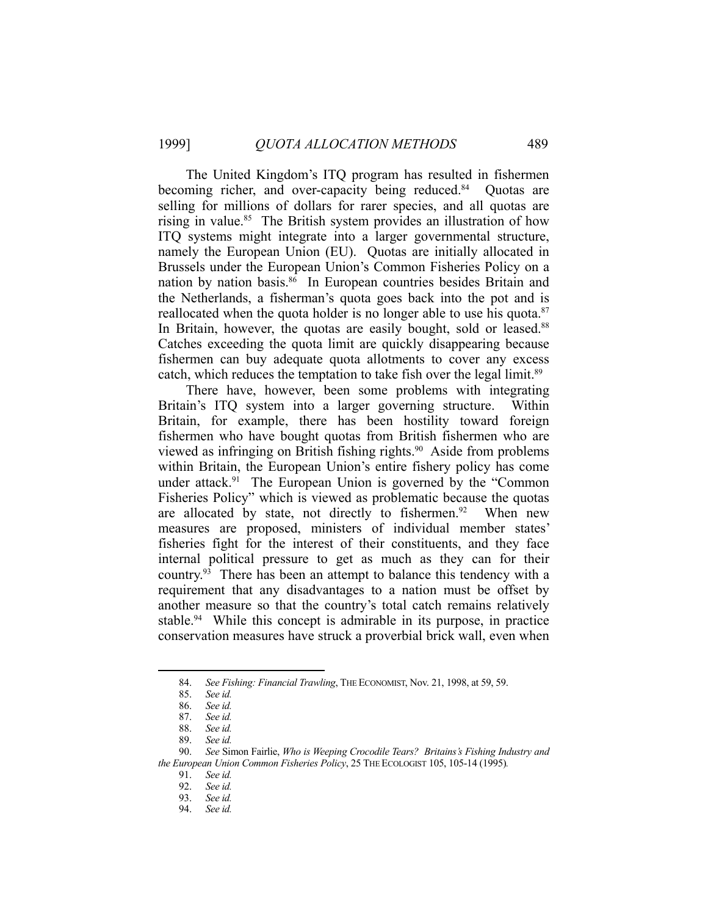The United Kingdom's ITQ program has resulted in fishermen becoming richer, and over-capacity being reduced.[84] Quotas are selling for millions of dollars for rarer species, and all quotas are rising in value.[85] The British system provides an illustration of how ITQ systems might integrate into a larger governmental structure, namely the European Union (EU). Quotas are initially allocated in Brussels under the European Union's Common Fisheries Policy on a nation by nation basis.[86] In European countries besides Britain and the Netherlands, a fisherman's quota goes back into the pot and is reallocated when the quota holder is no longer able to use his quota.[87] In Britain, however, the quotas are easily bought, sold or leased.[88] Catches exceeding the quota limit are quickly disappearing because fishermen can buy adequate quota allotments to cover any excess catch, which reduces the temptation to take fish over the legal limit.[89]

There have, however, been some problems with integrating Britain's ITQ system into a larger governing structure. Within Britain, for example, there has been hostility toward foreign fishermen who have bought quotas from British fishermen who are viewed as infringing on British fishing rights.[90] Aside from problems within Britain, the European Union's entire fishery policy has come under attack.[91] The European Union is governed by the "Common Fisheries Policy" which is viewed as problematic because the quotas are allocated by state, not directly to fishermen.[92] When new measures are proposed, ministers of individual member states' fisheries fight for the interest of their constituents, and they face internal political pressure to get as much as they can for their country.[93] There has been an attempt to balance this tendency with a requirement that any disadvantages to a nation must be offset by another measure so that the country's total catch remains relatively stable.[94] While this concept is admirable in its purpose, in practice conservation measures have struck a proverbial brick wall, even when

---

84. *See Fishing: Financial Trawling*, THE ECONOMIST, Nov. 21, 1998, at 59, 59.
85. *See id.*
86. *See id.*
87. *See id.*
88. *See id.*
89. *See id.*
90. *See* Simon Fairlie, *Who is Weeping Crocodile Tears? Britains's Fishing Industry and the European Union Common Fisheries Policy*, 25 THE ECOLOGIST 105, 105-14 (1995).
91. *See id.*
92. *See id.*
93. *See id.*
94. *See id.*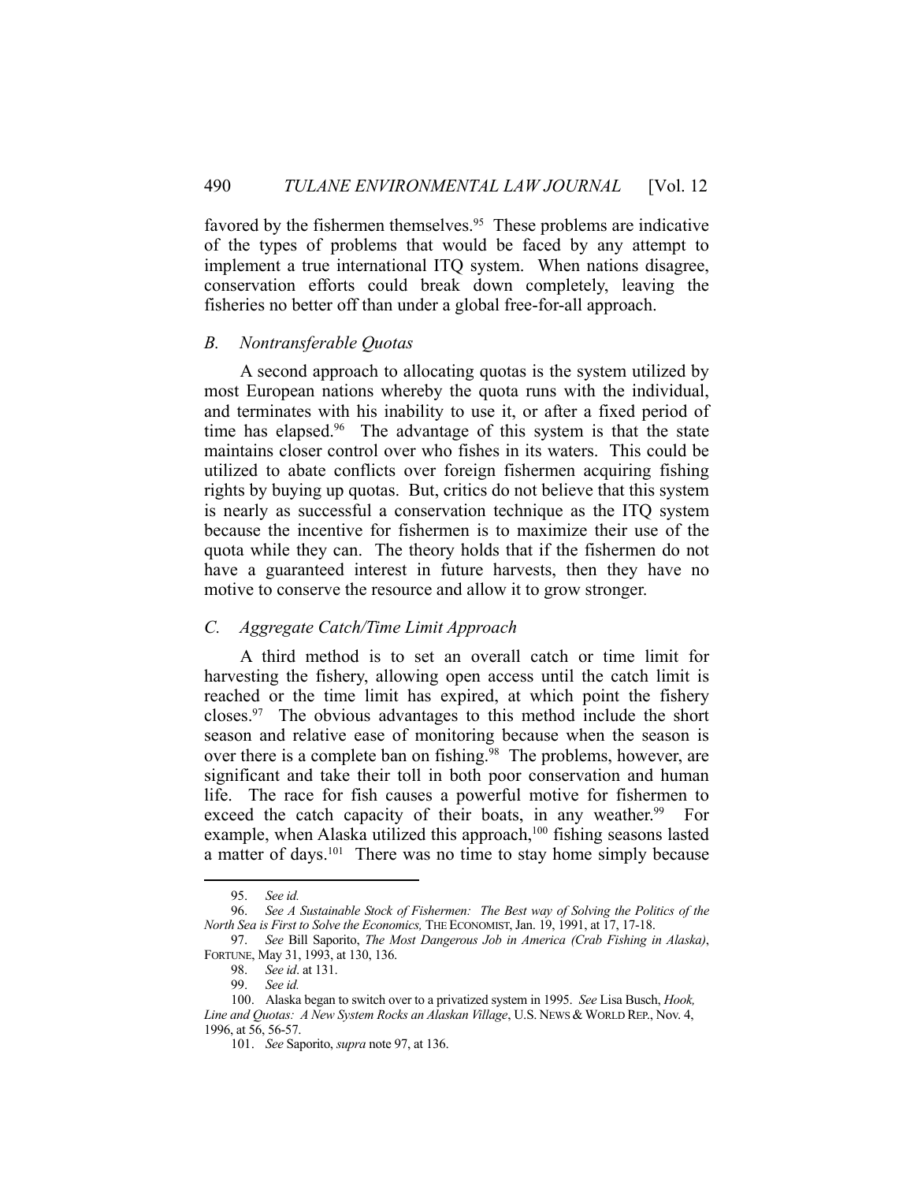favored by the fishermen themselves.[95] These problems are indicative of the types of problems that would be faced by any attempt to implement a true international ITQ system. When nations disagree, conservation efforts could break down completely, leaving the fisheries no better off than under a global free-for-all approach.

### *B. Nontransferable Quotas*

A second approach to allocating quotas is the system utilized by most European nations whereby the quota runs with the individual, and terminates with his inability to use it, or after a fixed period of time has elapsed.[96] The advantage of this system is that the state maintains closer control over who fishes in its waters. This could be utilized to abate conflicts over foreign fishermen acquiring fishing rights by buying up quotas. But, critics do not believe that this system is nearly as successful a conservation technique as the ITQ system because the incentive for fishermen is to maximize their use of the quota while they can. The theory holds that if the fishermen do not have a guaranteed interest in future harvests, then they have no motive to conserve the resource and allow it to grow stronger.

### *C. Aggregate Catch/Time Limit Approach*

A third method is to set an overall catch or time limit for harvesting the fishery, allowing open access until the catch limit is reached or the time limit has expired, at which point the fishery closes.[97] The obvious advantages to this method include the short season and relative ease of monitoring because when the season is over there is a complete ban on fishing.[98] The problems, however, are significant and take their toll in both poor conservation and human life. The race for fish causes a powerful motive for fishermen to exceed the catch capacity of their boats, in any weather.[99] For example, when Alaska utilized this approach,[100] fishing seasons lasted a matter of days.[101] There was no time to stay home simply because

---

95. *See id.*

96. *See A Sustainable Stock of Fishermen: The Best way of Solving the Politics of the North Sea is First to Solve the Economics,* THE ECONOMIST, Jan. 19, 1991, at 17, 17-18.

97. *See* Bill Saporito, *The Most Dangerous Job in America (Crab Fishing in Alaska)*, FORTUNE, May 31, 1993, at 130, 136.

98. *See id*. at 131.

99. *See id.*

100. Alaska began to switch over to a privatized system in 1995. *See* Lisa Busch, *Hook, Line and Quotas: A New System Rocks an Alaskan Village*, U.S. NEWS & WORLD REP., Nov. 4, 1996, at 56, 56-57.

101. *See* Saporito, *supra* note 97, at 136.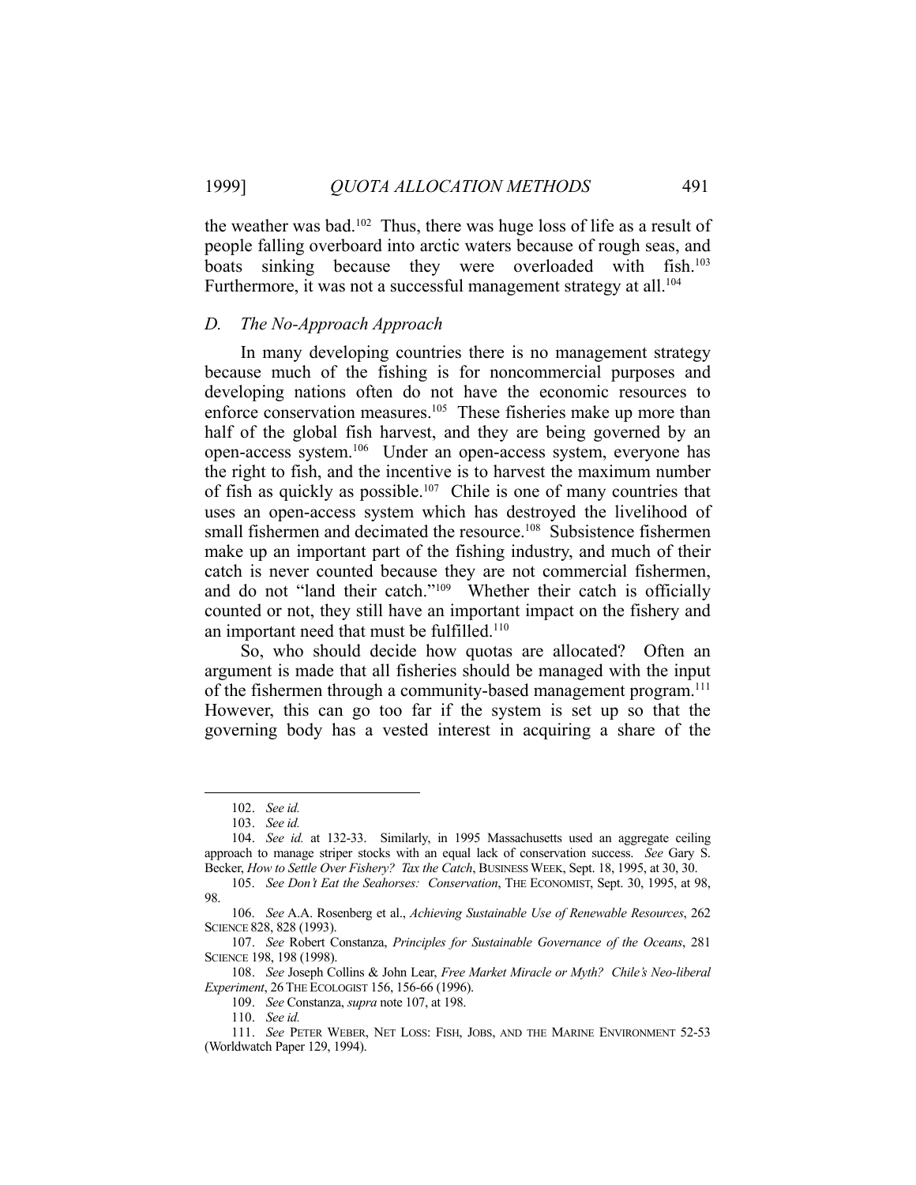the weather was bad.[102] Thus, there was huge loss of life as a result of people falling overboard into arctic waters because of rough seas, and boats sinking because they were overloaded with fish.[103] Furthermore, it was not a successful management strategy at all.[104]

### *D. The No-Approach Approach*

In many developing countries there is no management strategy because much of the fishing is for noncommercial purposes and developing nations often do not have the economic resources to enforce conservation measures.[105] These fisheries make up more than half of the global fish harvest, and they are being governed by an open-access system.[106] Under an open-access system, everyone has the right to fish, and the incentive is to harvest the maximum number of fish as quickly as possible.[107] Chile is one of many countries that uses an open-access system which has destroyed the livelihood of small fishermen and decimated the resource.[108] Subsistence fishermen make up an important part of the fishing industry, and much of their catch is never counted because they are not commercial fishermen, and do not "land their catch."[109] Whether their catch is officially counted or not, they still have an important impact on the fishery and an important need that must be fulfilled.[110]

So, who should decide how quotas are allocated? Often an argument is made that all fisheries should be managed with the input of the fishermen through a community-based management program.[111] However, this can go too far if the system is set up so that the governing body has a vested interest in acquiring a share of the

---

102. *See id.*

103. *See id.*

104. *See id.* at 132-33. Similarly, in 1995 Massachusetts used an aggregate ceiling approach to manage striper stocks with an equal lack of conservation success. *See* Gary S. Becker, *How to Settle Over Fishery? Tax the Catch*, BUSINESS WEEK, Sept. 18, 1995, at 30, 30.

105. *See Don't Eat the Seahorses: Conservation*, THE ECONOMIST, Sept. 30, 1995, at 98, 98.

106. *See* A.A. Rosenberg et al., *Achieving Sustainable Use of Renewable Resources*, 262 SCIENCE 828, 828 (1993).

107. *See* Robert Constanza, *Principles for Sustainable Governance of the Oceans*, 281 SCIENCE 198, 198 (1998).

108. *See* Joseph Collins & John Lear, *Free Market Miracle or Myth? Chile's Neo-liberal Experiment*, 26 THE ECOLOGIST 156, 156-66 (1996).

109. *See* Constanza, *supra* note 107, at 198.

110. *See id.*

111. *See* PETER WEBER, NET LOSS: FISH, JOBS, AND THE MARINE ENVIRONMENT 52-53 (Worldwatch Paper 129, 1994).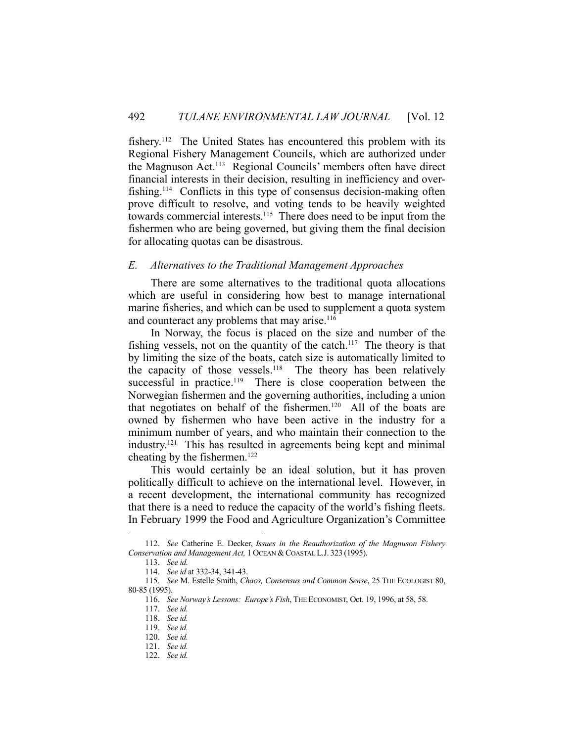fishery.[112] The United States has encountered this problem with its Regional Fishery Management Councils, which are authorized under the Magnuson Act.[113] Regional Councils' members often have direct financial interests in their decision, resulting in inefficiency and over-fishing.[114] Conflicts in this type of consensus decision-making often prove difficult to resolve, and voting tends to be heavily weighted towards commercial interests.[115] There does need to be input from the fishermen who are being governed, but giving them the final decision for allocating quotas can be disastrous.

### *E. Alternatives to the Traditional Management Approaches*

There are some alternatives to the traditional quota allocations which are useful in considering how best to manage international marine fisheries, and which can be used to supplement a quota system and counteract any problems that may arise.[116]

In Norway, the focus is placed on the size and number of the fishing vessels, not on the quantity of the catch.[117] The theory is that by limiting the size of the boats, catch size is automatically limited to the capacity of those vessels.[118] The theory has been relatively successful in practice.[119] There is close cooperation between the Norwegian fishermen and the governing authorities, including a union that negotiates on behalf of the fishermen.[120] All of the boats are owned by fishermen who have been active in the industry for a minimum number of years, and who maintain their connection to the industry.[121] This has resulted in agreements being kept and minimal cheating by the fishermen.[122]

This would certainly be an ideal solution, but it has proven politically difficult to achieve on the international level. However, in a recent development, the international community has recognized that there is a need to reduce the capacity of the world's fishing fleets. In February 1999 the Food and Agriculture Organization's Committee

---

112. *See* Catherine E. Decker, *Issues in the Reauthorization of the Magnuson Fishery Conservation and Management Act,* 1 OCEAN & COASTAL L.J. 323 (1995).

113. *See id.*

114. *See id* at 332-34, 341-43.

115. *See* M. Estelle Smith, *Chaos, Consensus and Common Sense*, 25 THE ECOLOGIST 80, 80-85 (1995).

116. *See Norway's Lessons: Europe's Fish*, THE ECONOMIST, Oct. 19, 1996, at 58, 58.

117. *See id.*

118. *See id.*

119. *See id.*

120. *See id.*

121. *See id.*

122. *See id.*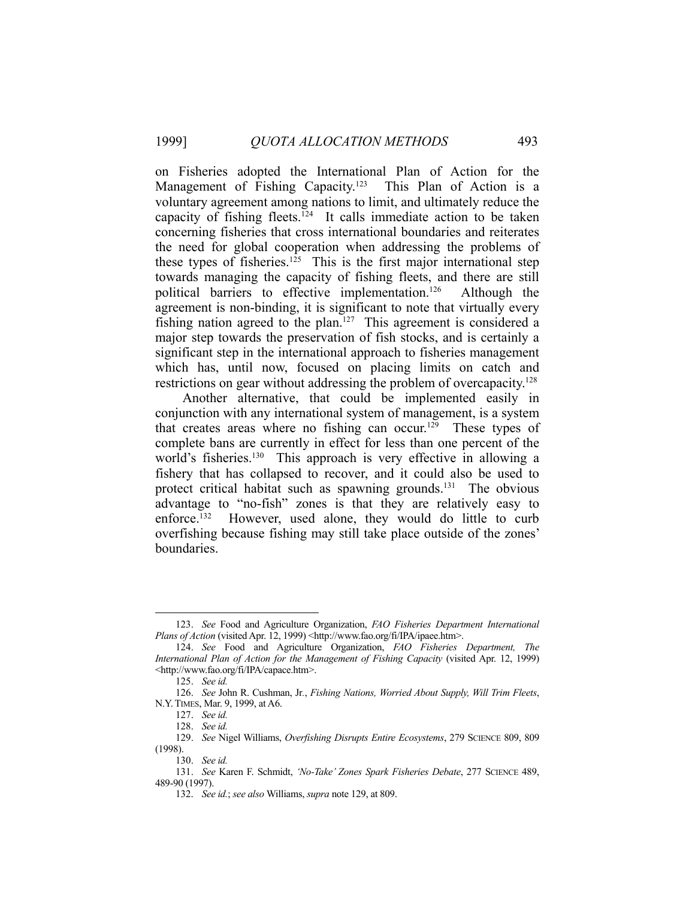on Fisheries adopted the International Plan of Action for the Management of Fishing Capacity.[123] This Plan of Action is a voluntary agreement among nations to limit, and ultimately reduce the capacity of fishing fleets.[124] It calls immediate action to be taken concerning fisheries that cross international boundaries and reiterates the need for global cooperation when addressing the problems of these types of fisheries.[125] This is the first major international step towards managing the capacity of fishing fleets, and there are still political barriers to effective implementation.[126] Although the agreement is non-binding, it is significant to note that virtually every fishing nation agreed to the plan.[127] This agreement is considered a major step towards the preservation of fish stocks, and is certainly a significant step in the international approach to fisheries management which has, until now, focused on placing limits on catch and restrictions on gear without addressing the problem of overcapacity.[128]

Another alternative, that could be implemented easily in conjunction with any international system of management, is a system that creates areas where no fishing can occur.[129] These types of complete bans are currently in effect for less than one percent of the world's fisheries.[130] This approach is very effective in allowing a fishery that has collapsed to recover, and it could also be used to protect critical habitat such as spawning grounds.[131] The obvious advantage to "no-fish" zones is that they are relatively easy to enforce.[132] However, used alone, they would do little to curb overfishing because fishing may still take place outside of the zones' boundaries.

---

123. *See* Food and Agriculture Organization, *FAO Fisheries Department International Plans of Action* (visited Apr. 12, 1999) <http://www.fao.org/fi/IPA/ipaee.htm>.

124. *See* Food and Agriculture Organization, *FAO Fisheries Department, The International Plan of Action for the Management of Fishing Capacity* (visited Apr. 12, 1999) <http://www.fao.org/fi/IPA/capace.htm>.

125. *See id.*

126. *See* John R. Cushman, Jr., *Fishing Nations, Worried About Supply, Will Trim Fleets*, N.Y. TIMES, Mar. 9, 1999, at A6.

127. *See id.*

128. *See id.*

129. *See* Nigel Williams, *Overfishing Disrupts Entire Ecosystems*, 279 SCIENCE 809, 809 (1998).

130. *See id.*

131. *See* Karen F. Schmidt, *'No-Take' Zones Spark Fisheries Debate*, 277 SCIENCE 489, 489-90 (1997).

132. *See id.*; *see also* Williams, *supra* note 129, at 809.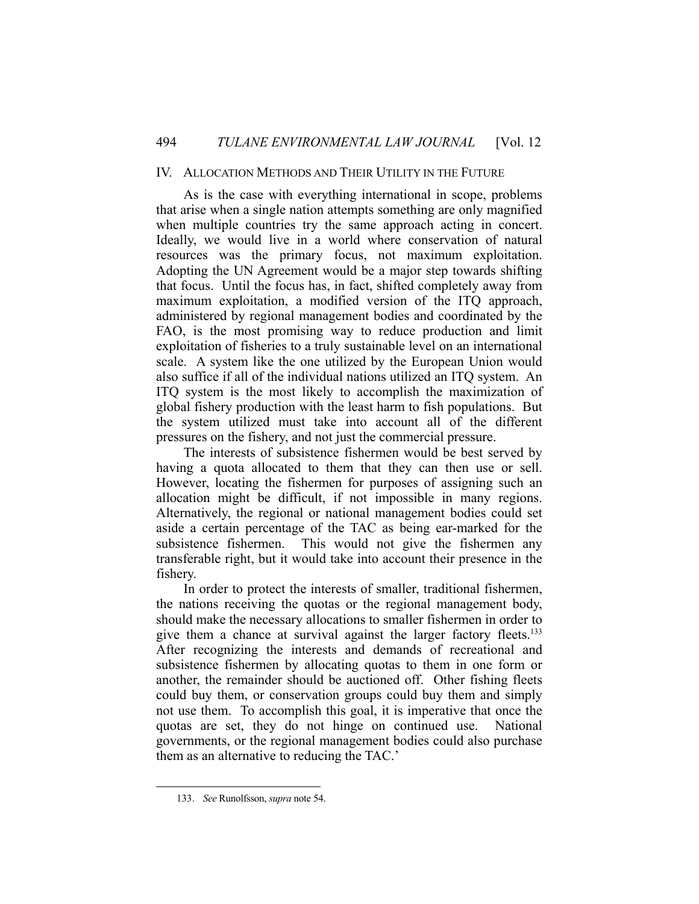## IV. ALLOCATION METHODS AND THEIR UTILITY IN THE FUTURE

As is the case with everything international in scope, problems that arise when a single nation attempts something are only magnified when multiple countries try the same approach acting in concert. Ideally, we would live in a world where conservation of natural resources was the primary focus, not maximum exploitation. Adopting the UN Agreement would be a major step towards shifting that focus. Until the focus has, in fact, shifted completely away from maximum exploitation, a modified version of the ITQ approach, administered by regional management bodies and coordinated by the FAO, is the most promising way to reduce production and limit exploitation of fisheries to a truly sustainable level on an international scale. A system like the one utilized by the European Union would also suffice if all of the individual nations utilized an ITQ system. An ITQ system is the most likely to accomplish the maximization of global fishery production with the least harm to fish populations. But the system utilized must take into account all of the different pressures on the fishery, and not just the commercial pressure.

The interests of subsistence fishermen would be best served by having a quota allocated to them that they can then use or sell. However, locating the fishermen for purposes of assigning such an allocation might be difficult, if not impossible in many regions. Alternatively, the regional or national management bodies could set aside a certain percentage of the TAC as being ear-marked for the subsistence fishermen. This would not give the fishermen any transferable right, but it would take into account their presence in the fishery.

In order to protect the interests of smaller, traditional fishermen, the nations receiving the quotas or the regional management body, should make the necessary allocations to smaller fishermen in order to give them a chance at survival against the larger factory fleets.[133] After recognizing the interests and demands of recreational and subsistence fishermen by allocating quotas to them in one form or another, the remainder should be auctioned off. Other fishing fleets could buy them, or conservation groups could buy them and simply not use them. To accomplish this goal, it is imperative that once the quotas are set, they do not hinge on continued use. National governments, or the regional management bodies could also purchase them as an alternative to reducing the TAC.'

---

133. *See* Runolfsson, *supra* note 54.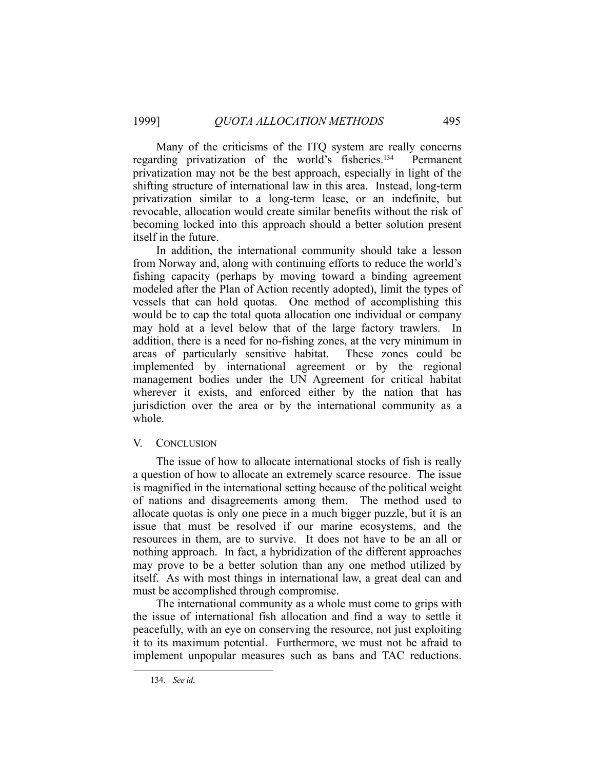Many of the criticisms of the ITQ system are really concerns regarding privatization of the world's fisheries.[134] Permanent privatization may not be the best approach, especially in light of the shifting structure of international law in this area. Instead, long-term privatization similar to a long-term lease, or an indefinite, but revocable, allocation would create similar benefits without the risk of becoming locked into this approach should a better solution present itself in the future.

In addition, the international community should take a lesson from Norway and, along with continuing efforts to reduce the world's fishing capacity (perhaps by moving toward a binding agreement modeled after the Plan of Action recently adopted), limit the types of vessels that can hold quotas. One method of accomplishing this would be to cap the total quota allocation one individual or company may hold at a level below that of the large factory trawlers. In addition, there is a need for no-fishing zones, at the very minimum in areas of particularly sensitive habitat. These zones could be implemented by international agreement or by the regional management bodies under the UN Agreement for critical habitat wherever it exists, and enforced either by the nation that has jurisdiction over the area or by the international community as a whole.

## V. Conclusion

The issue of how to allocate international stocks of fish is really a question of how to allocate an extremely scarce resource. The issue is magnified in the international setting because of the political weight of nations and disagreements among them. The method used to allocate quotas is only one piece in a much bigger puzzle, but it is an issue that must be resolved if our marine ecosystems, and the resources in them, are to survive. It does not have to be an all or nothing approach. In fact, a hybridization of the different approaches may prove to be a better solution than any one method utilized by itself. As with most things in international law, a great deal can and must be accomplished through compromise.

The international community as a whole must come to grips with the issue of international fish allocation and find a way to settle it peacefully, with an eye on conserving the resource, not just exploiting it to its maximum potential. Furthermore, we must not be afraid to implement unpopular measures such as bans and TAC reductions.

---

134. *See id*.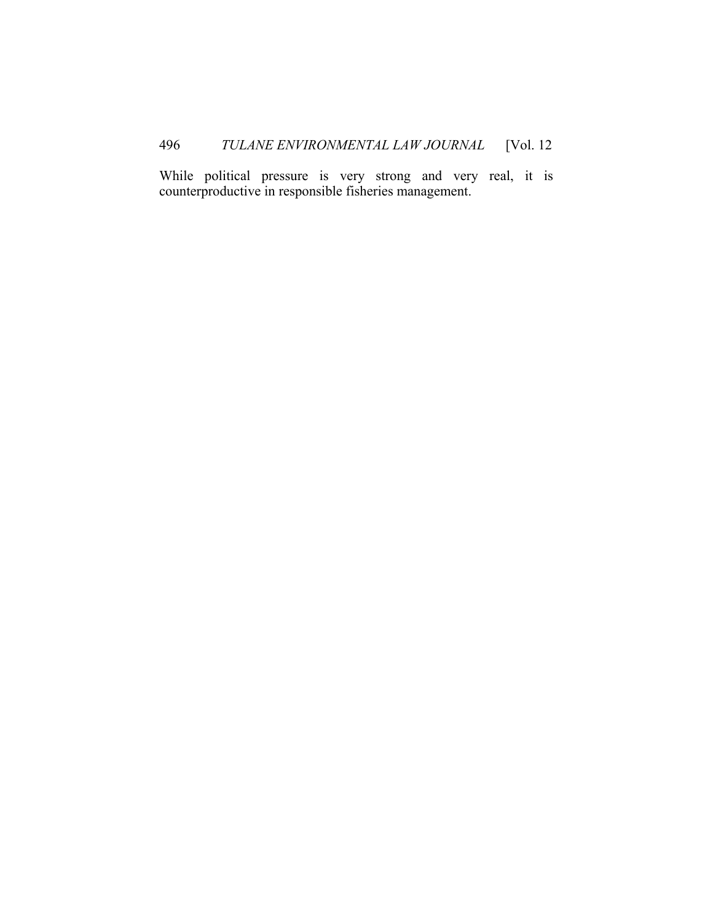While political pressure is very strong and very real, it is counterproductive in responsible fisheries management.